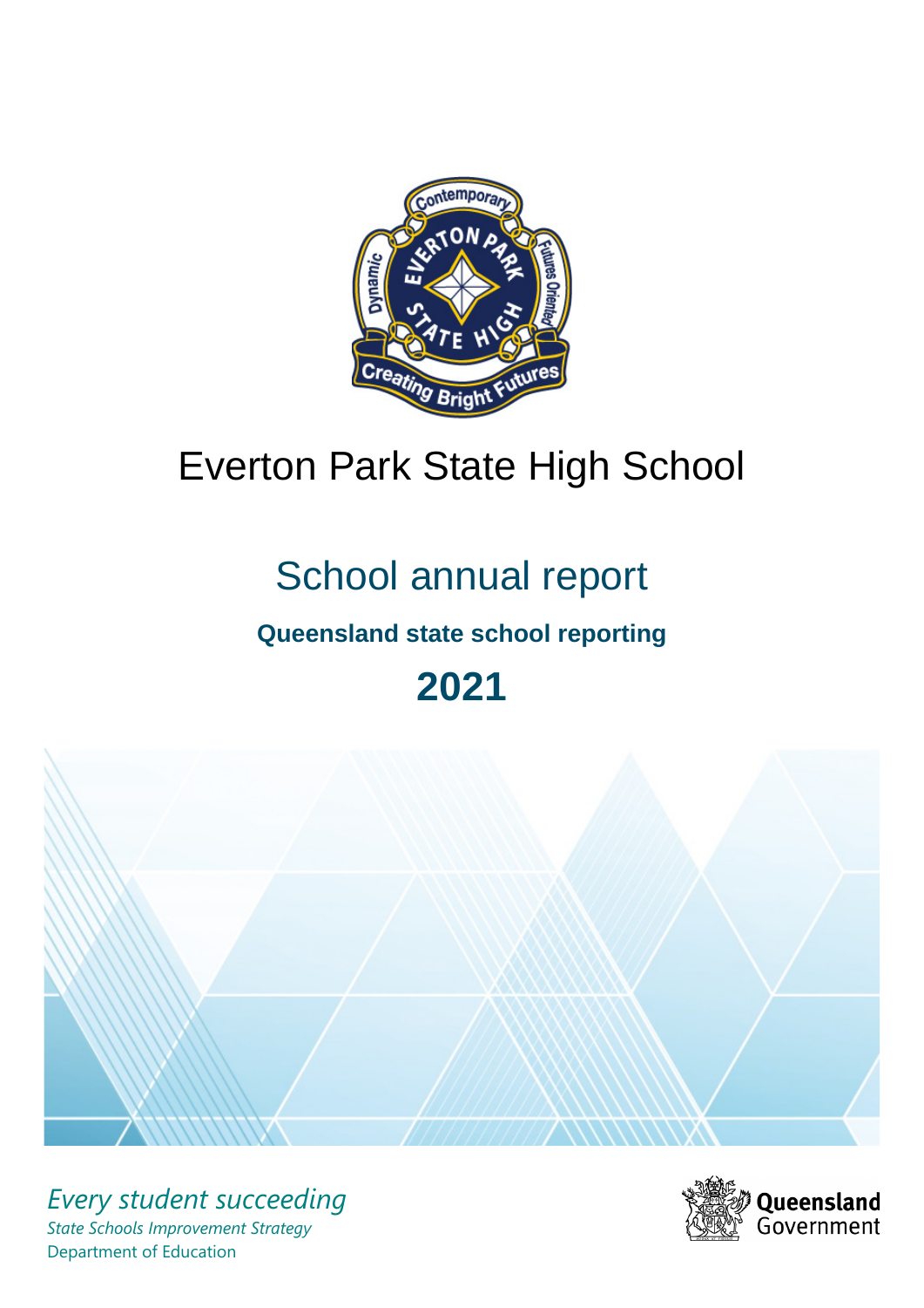# Everton Park State High School

## School annual report

### Queensland state school reporting

## 2021

*Every student succeeding*

*State Schools Improvement Strategy*

Department of Education

Queensland Government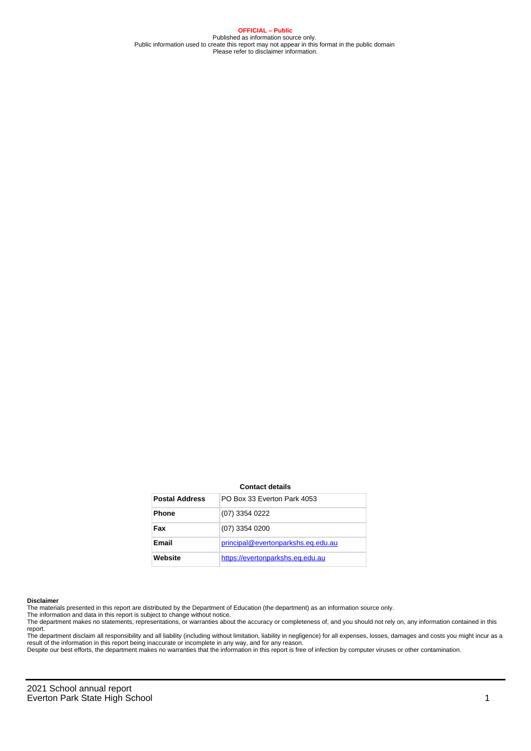**OFFICIAL – Public**
Published as information source only.
Public information used to create this report may not appear in this format in the public domain
Please refer to disclaimer information.

**Contact details**

| | |
|---|---|
| **Postal Address** | PO Box 33 Everton Park 4053 |
| **Phone** | (07) 3354 0222 |
| **Fax** | (07) 3354 0200 |
| **Email** | principal@evertonparkshs.eq.edu.au |
| **Website** | https://evertonparkshs.eq.edu.au |

**Disclaimer**

The materials presented in this report are distributed by the Department of Education (the department) as an information source only.
The information and data in this report is subject to change without notice.
The department makes no statements, representations, or warranties about the accuracy or completeness of, and you should not rely on, any information contained in this report.
The department disclaim all responsibility and all liability (including without limitation, liability in negligence) for all expenses, losses, damages and costs you might incur as a result of the information in this report being inaccurate or incomplete in any way, and for any reason.
Despite our best efforts, the department makes no warranties that the information in this report is free of infection by computer viruses or other contamination.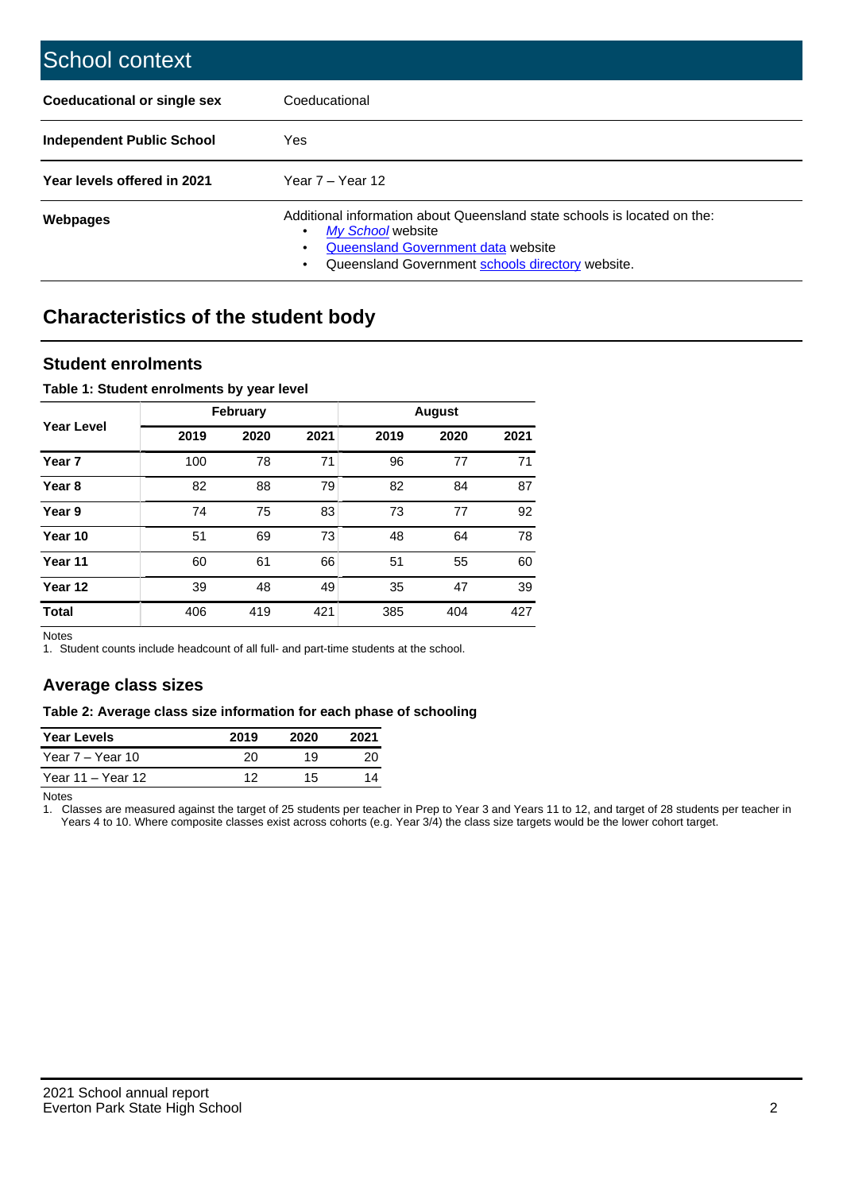# School context

| | |
|---|---|
| **Coeducational or single sex** | Coeducational |
| **Independent Public School** | Yes |
| **Year levels offered in 2021** | Year 7 – Year 12 |
| **Webpages** | Additional information about Queensland state schools is located on the: <br>• *My School* website <br>• Queensland Government data website <br>• Queensland Government schools directory website. |

## Characteristics of the student body

### Student enrolments

**Table 1: Student enrolments by year level**

| Year Level | February | | | August | | |
|---|---|---|---|---|---|---|
| | 2019 | 2020 | 2021 | 2019 | 2020 | 2021 |
| **Year 7** | 100 | 78 | 71 | 96 | 77 | 71 |
| **Year 8** | 82 | 88 | 79 | 82 | 84 | 87 |
| **Year 9** | 74 | 75 | 83 | 73 | 77 | 92 |
| **Year 10** | 51 | 69 | 73 | 48 | 64 | 78 |
| **Year 11** | 60 | 61 | 66 | 51 | 55 | 60 |
| **Year 12** | 39 | 48 | 49 | 35 | 47 | 39 |
| **Total** | 406 | 419 | 421 | 385 | 404 | 427 |

Notes

1. Student counts include headcount of all full- and part-time students at the school.

### Average class sizes

**Table 2: Average class size information for each phase of schooling**

| Year Levels | 2019 | 2020 | 2021 |
|---|---|---|---|
| Year 7 – Year 10 | 20 | 19 | 20 |
| Year 11 – Year 12 | 12 | 15 | 14 |

Notes

1. Classes are measured against the target of 25 students per teacher in Prep to Year 3 and Years 11 to 12, and target of 28 students per teacher in Years 4 to 10. Where composite classes exist across cohorts (e.g. Year 3/4) the class size targets would be the lower cohort target.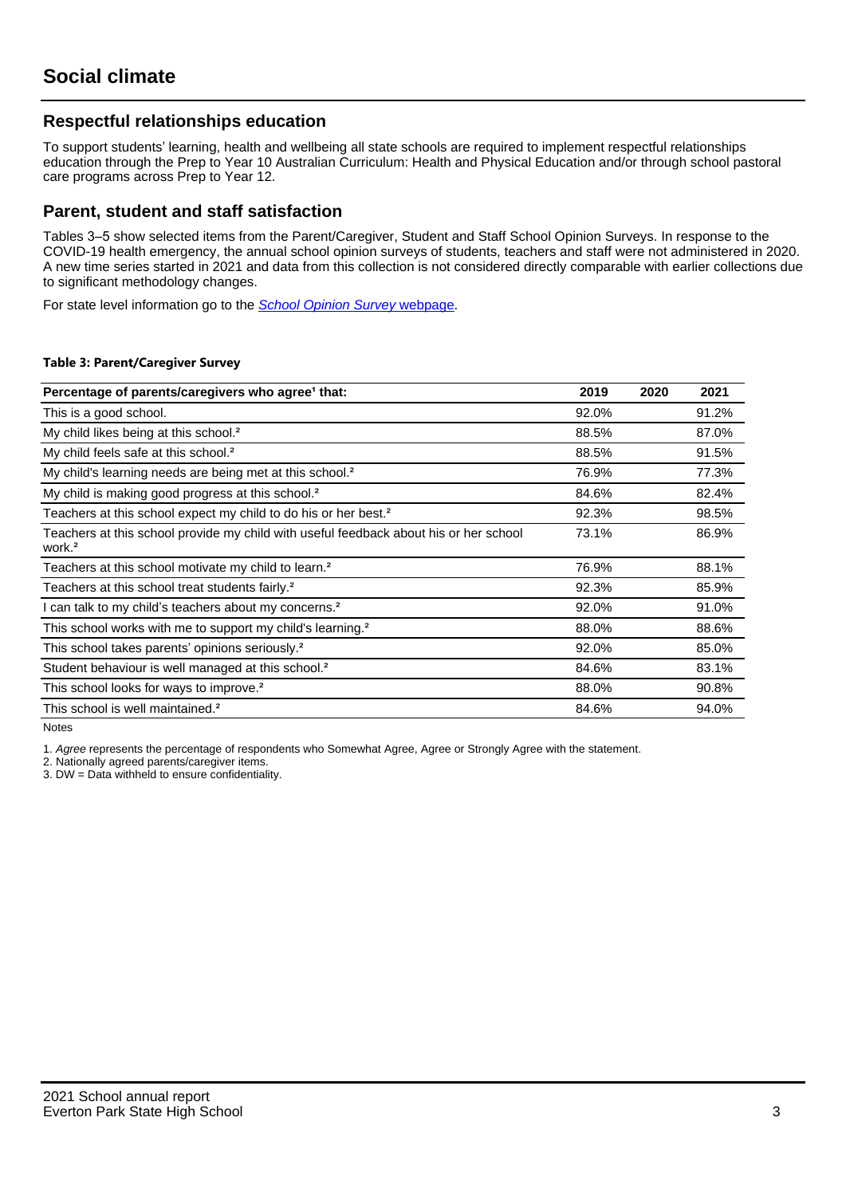# Social climate

## Respectful relationships education

To support students' learning, health and wellbeing all state schools are required to implement respectful relationships education through the Prep to Year 10 Australian Curriculum: Health and Physical Education and/or through school pastoral care programs across Prep to Year 12.

## Parent, student and staff satisfaction

Tables 3–5 show selected items from the Parent/Caregiver, Student and Staff School Opinion Surveys. In response to the COVID-19 health emergency, the annual school opinion surveys of students, teachers and staff were not administered in 2020. A new time series started in 2021 and data from this collection is not considered directly comparable with earlier collections due to significant methodology changes.

For state level information go to the *School Opinion Survey* webpage.

**Table 3: Parent/Caregiver Survey**

| Percentage of parents/caregivers who agree[1] that: | 2019 | 2020 | 2021 |
|---|---|---|---|
| This is a good school. | 92.0% | | 91.2% |
| My child likes being at this school.[2] | 88.5% | | 87.0% |
| My child feels safe at this school.[2] | 88.5% | | 91.5% |
| My child's learning needs are being met at this school.[2] | 76.9% | | 77.3% |
| My child is making good progress at this school.[2] | 84.6% | | 82.4% |
| Teachers at this school expect my child to do his or her best.[2] | 92.3% | | 98.5% |
| Teachers at this school provide my child with useful feedback about his or her school work.[2] | 73.1% | | 86.9% |
| Teachers at this school motivate my child to learn.[2] | 76.9% | | 88.1% |
| Teachers at this school treat students fairly.[2] | 92.3% | | 85.9% |
| I can talk to my child's teachers about my concerns.[2] | 92.0% | | 91.0% |
| This school works with me to support my child's learning.[2] | 88.0% | | 88.6% |
| This school takes parents' opinions seriously.[2] | 92.0% | | 85.0% |
| Student behaviour is well managed at this school.[2] | 84.6% | | 83.1% |
| This school looks for ways to improve.[2] | 88.0% | | 90.8% |
| This school is well maintained.[2] | 84.6% | | 94.0% |

Notes

1. *Agree* represents the percentage of respondents who Somewhat Agree, Agree or Strongly Agree with the statement.
2. Nationally agreed parents/caregiver items.
3. DW = Data withheld to ensure confidentiality.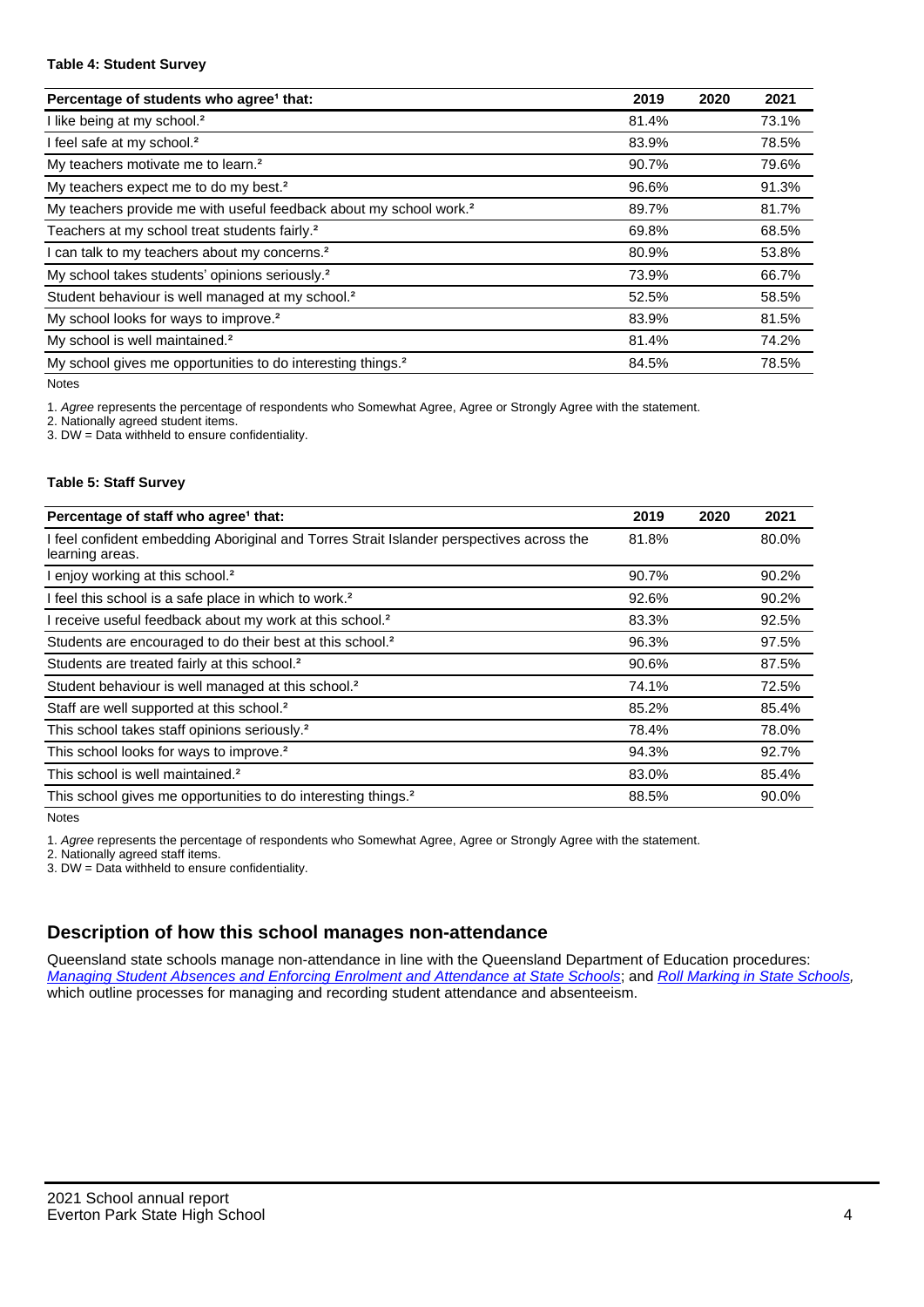**Table 4: Student Survey**

| Percentage of students who agree[1] that: | 2019 | 2020 | 2021 |
|---|---|---|---|
| I like being at my school.[2] | 81.4% | | 73.1% |
| I feel safe at my school.[2] | 83.9% | | 78.5% |
| My teachers motivate me to learn.[2] | 90.7% | | 79.6% |
| My teachers expect me to do my best.[2] | 96.6% | | 91.3% |
| My teachers provide me with useful feedback about my school work.[2] | 89.7% | | 81.7% |
| Teachers at my school treat students fairly.[2] | 69.8% | | 68.5% |
| I can talk to my teachers about my concerns.[2] | 80.9% | | 53.8% |
| My school takes students' opinions seriously.[2] | 73.9% | | 66.7% |
| Student behaviour is well managed at my school.[2] | 52.5% | | 58.5% |
| My school looks for ways to improve.[2] | 83.9% | | 81.5% |
| My school is well maintained.[2] | 81.4% | | 74.2% |
| My school gives me opportunities to do interesting things.[2] | 84.5% | | 78.5% |

Notes

1. *Agree* represents the percentage of respondents who Somewhat Agree, Agree or Strongly Agree with the statement.
2. Nationally agreed student items.
3. DW = Data withheld to ensure confidentiality.

**Table 5: Staff Survey**

| Percentage of staff who agree[1] that: | 2019 | 2020 | 2021 |
|---|---|---|---|
| I feel confident embedding Aboriginal and Torres Strait Islander perspectives across the learning areas. | 81.8% | | 80.0% |
| I enjoy working at this school.[2] | 90.7% | | 90.2% |
| I feel this school is a safe place in which to work.[2] | 92.6% | | 90.2% |
| I receive useful feedback about my work at this school.[2] | 83.3% | | 92.5% |
| Students are encouraged to do their best at this school.[2] | 96.3% | | 97.5% |
| Students are treated fairly at this school.[2] | 90.6% | | 87.5% |
| Student behaviour is well managed at this school.[2] | 74.1% | | 72.5% |
| Staff are well supported at this school.[2] | 85.2% | | 85.4% |
| This school takes staff opinions seriously.[2] | 78.4% | | 78.0% |
| This school looks for ways to improve.[2] | 94.3% | | 92.7% |
| This school is well maintained.[2] | 83.0% | | 85.4% |
| This school gives me opportunities to do interesting things.[2] | 88.5% | | 90.0% |

Notes

1. *Agree* represents the percentage of respondents who Somewhat Agree, Agree or Strongly Agree with the statement.
2. Nationally agreed staff items.
3. DW = Data withheld to ensure confidentiality.

## Description of how this school manages non-attendance

Queensland state schools manage non-attendance in line with the Queensland Department of Education procedures: *Managing Student Absences and Enforcing Enrolment and Attendance at State Schools*; and *Roll Marking in State Schools*, which outline processes for managing and recording student attendance and absenteeism.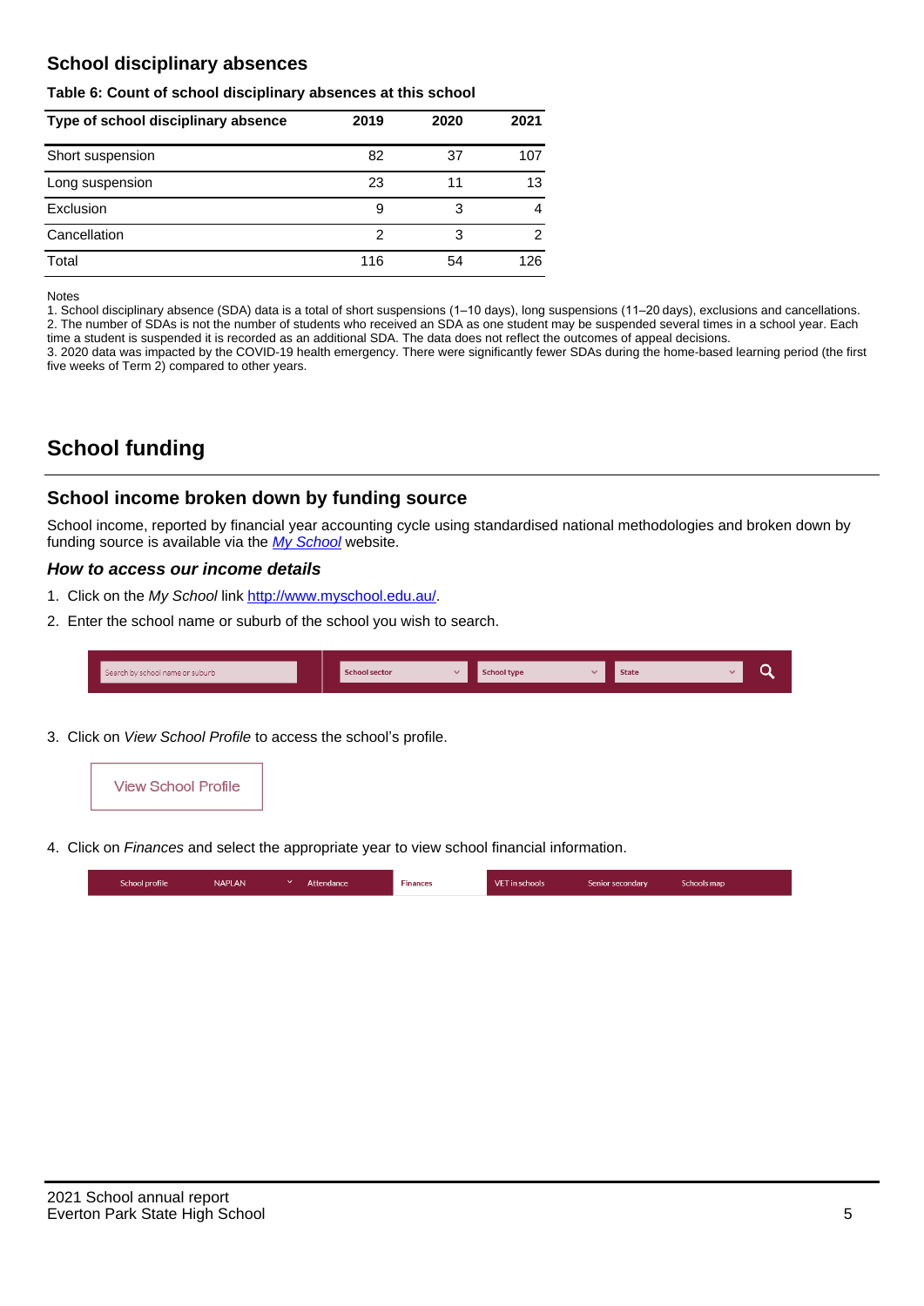## School disciplinary absences

**Table 6: Count of school disciplinary absences at this school**

| Type of school disciplinary absence | 2019 | 2020 | 2021 |
|---|---|---|---|
| Short suspension | 82 | 37 | 107 |
| Long suspension | 23 | 11 | 13 |
| Exclusion | 9 | 3 | 4 |
| Cancellation | 2 | 3 | 2 |
| Total | 116 | 54 | 126 |

Notes

1. School disciplinary absence (SDA) data is a total of short suspensions (1–10 days), long suspensions (11–20 days), exclusions and cancellations.
2. The number of SDAs is not the number of students who received an SDA as one student may be suspended several times in a school year. Each time a student is suspended it is recorded as an additional SDA. The data does not reflect the outcomes of appeal decisions.
3. 2020 data was impacted by the COVID-19 health emergency. There were significantly fewer SDAs during the home-based learning period (the first five weeks of Term 2) compared to other years.

# School funding

## School income broken down by funding source

School income, reported by financial year accounting cycle using standardised national methodologies and broken down by funding source is available via the *My School* website.

### *How to access our income details*

1. Click on the *My School* link http://www.myschool.edu.au/.
2. Enter the school name or suburb of the school you wish to search.

Search by school name or suburb | School sector | School type | State

3. Click on *View School Profile* to access the school's profile.

View School Profile

4. Click on *Finances* and select the appropriate year to view school financial information.

School profile | NAPLAN | Attendance | Finances | VET in schools | Senior secondary | Schools map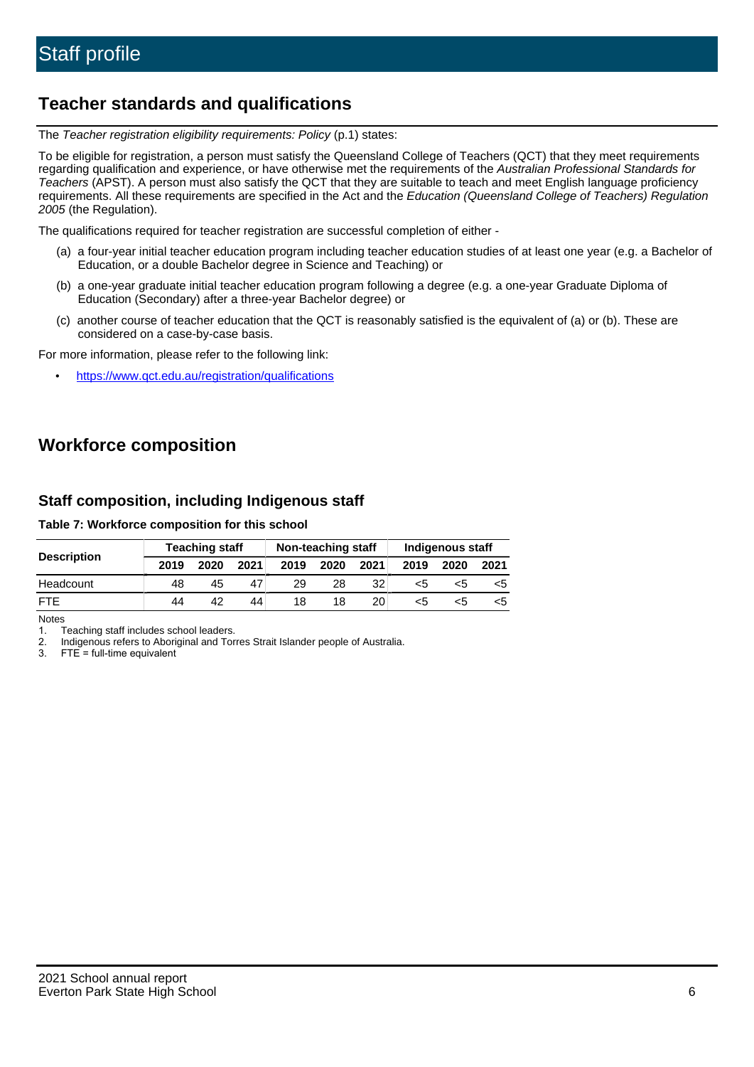# Staff profile

## Teacher standards and qualifications

The *Teacher registration eligibility requirements: Policy* (p.1) states:

To be eligible for registration, a person must satisfy the Queensland College of Teachers (QCT) that they meet requirements regarding qualification and experience, or have otherwise met the requirements of the *Australian Professional Standards for Teachers* (APST). A person must also satisfy the QCT that they are suitable to teach and meet English language proficiency requirements. All these requirements are specified in the Act and the *Education (Queensland College of Teachers) Regulation 2005* (the Regulation).

The qualifications required for teacher registration are successful completion of either -

(a) a four-year initial teacher education program including teacher education studies of at least one year (e.g. a Bachelor of Education, or a double Bachelor degree in Science and Teaching) or

(b) a one-year graduate initial teacher education program following a degree (e.g. a one-year Graduate Diploma of Education (Secondary) after a three-year Bachelor degree) or

(c) another course of teacher education that the QCT is reasonably satisfied is the equivalent of (a) or (b). These are considered on a case-by-case basis.

For more information, please refer to the following link:

- https://www.qct.edu.au/registration/qualifications

## Workforce composition

### Staff composition, including Indigenous staff

**Table 7: Workforce composition for this school**

| Description | Teaching staff | | | Non-teaching staff | | | Indigenous staff | | |
|---|---|---|---|---|---|---|---|---|---|
| | 2019 | 2020 | 2021 | 2019 | 2020 | 2021 | 2019 | 2020 | 2021 |
| Headcount | 48 | 45 | 47 | 29 | 28 | 32 | <5 | <5 | <5 |
| FTE | 44 | 42 | 44 | 18 | 18 | 20 | <5 | <5 | <5 |

Notes

1. Teaching staff includes school leaders.
2. Indigenous refers to Aboriginal and Torres Strait Islander people of Australia.
3. FTE = full-time equivalent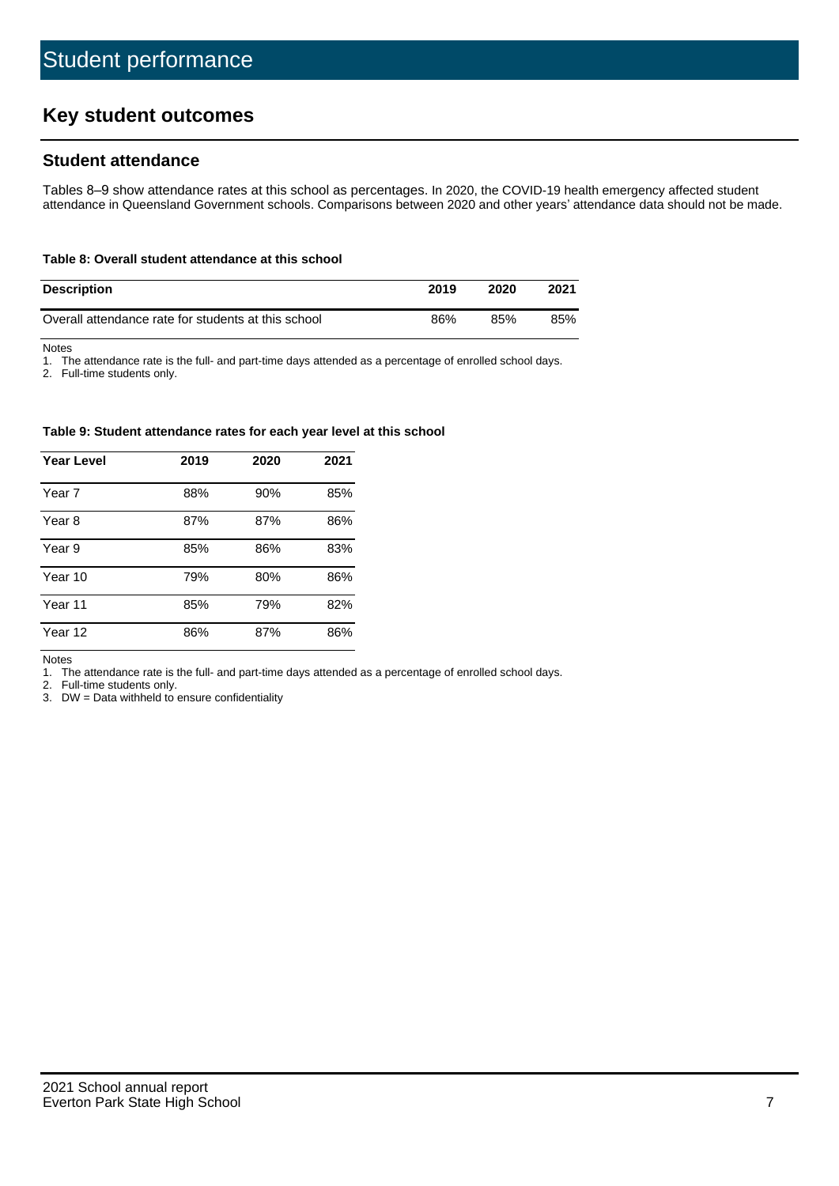# Student performance

## Key student outcomes

### Student attendance

Tables 8–9 show attendance rates at this school as percentages. In 2020, the COVID-19 health emergency affected student attendance in Queensland Government schools. Comparisons between 2020 and other years' attendance data should not be made.

**Table 8: Overall student attendance at this school**

| Description | 2019 | 2020 | 2021 |
|---|---|---|---|
| Overall attendance rate for students at this school | 86% | 85% | 85% |

Notes
1. The attendance rate is the full- and part-time days attended as a percentage of enrolled school days.
2. Full-time students only.

**Table 9: Student attendance rates for each year level at this school**

| Year Level | 2019 | 2020 | 2021 |
|---|---|---|---|
| Year 7 | 88% | 90% | 85% |
| Year 8 | 87% | 87% | 86% |
| Year 9 | 85% | 86% | 83% |
| Year 10 | 79% | 80% | 86% |
| Year 11 | 85% | 79% | 82% |
| Year 12 | 86% | 87% | 86% |

Notes
1. The attendance rate is the full- and part-time days attended as a percentage of enrolled school days.
2. Full-time students only.
3. DW = Data withheld to ensure confidentiality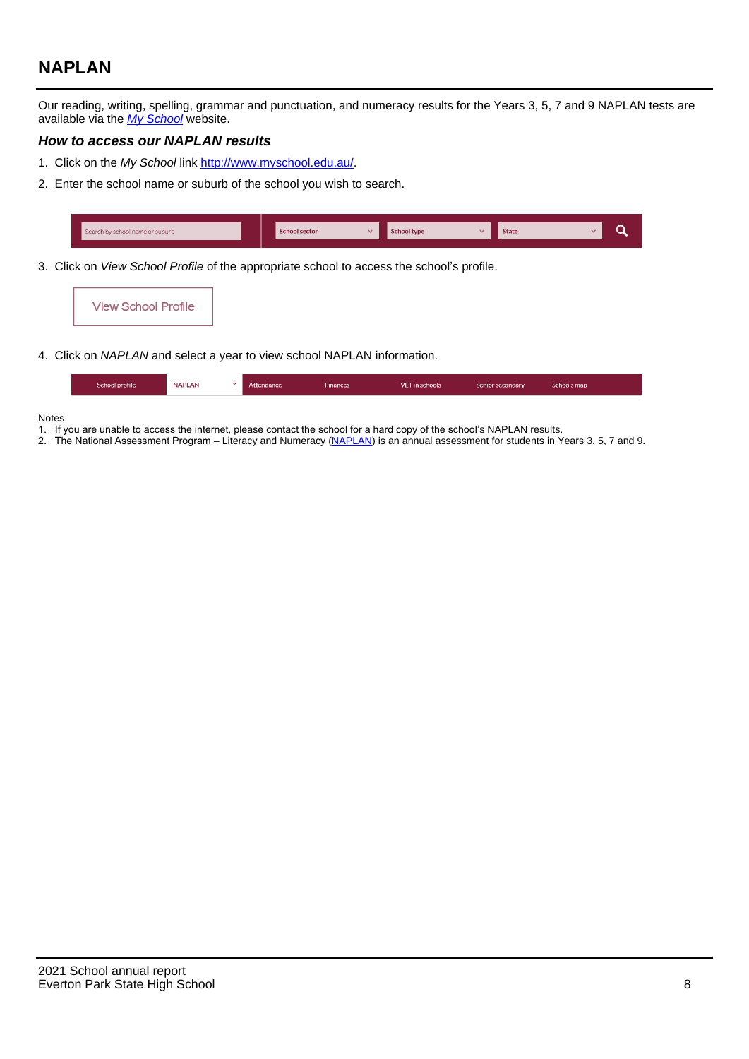## NAPLAN

Our reading, writing, spelling, grammar and punctuation, and numeracy results for the Years 3, 5, 7 and 9 NAPLAN tests are available via the *[My School](http://www.myschool.edu.au/)* website.

### *How to access our NAPLAN results*

1. Click on the *My School* link [http://www.myschool.edu.au/](http://www.myschool.edu.au/).
2. Enter the school name or suburb of the school you wish to search.

| Search by school name or suburb | School sector | School type | State |
|---|---|---|---|

3. Click on *View School Profile* of the appropriate school to access the school's profile.

View School Profile

4. Click on *NAPLAN* and select a year to view school NAPLAN information.

| School profile | NAPLAN | Attendance | Finances | VET in schools | Senior secondary | Schools map |
|---|---|---|---|---|---|---|

Notes
1. If you are unable to access the internet, please contact the school for a hard copy of the school's NAPLAN results.
2. The National Assessment Program – Literacy and Numeracy (NAPLAN) is an annual assessment for students in Years 3, 5, 7 and 9.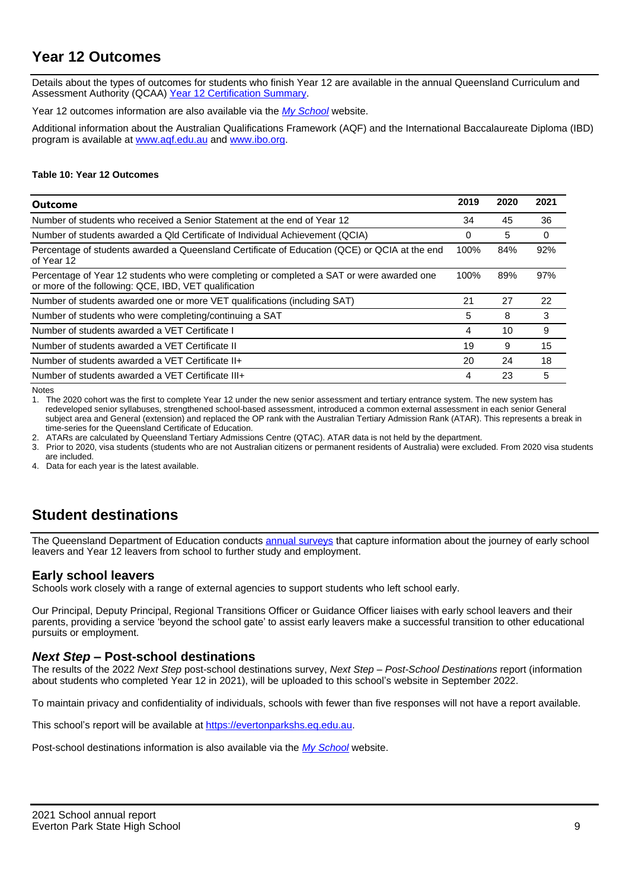## Year 12 Outcomes

Details about the types of outcomes for students who finish Year 12 are available in the annual Queensland Curriculum and Assessment Authority (QCAA) Year 12 Certification Summary.

Year 12 outcomes information are also available via the *My School* website.

Additional information about the Australian Qualifications Framework (AQF) and the International Baccalaureate Diploma (IBD) program is available at www.aqf.edu.au and www.ibo.org.

**Table 10: Year 12 Outcomes**

| Outcome | 2019 | 2020 | 2021 |
|---|---|---|---|
| Number of students who received a Senior Statement at the end of Year 12 | 34 | 45 | 36 |
| Number of students awarded a Qld Certificate of Individual Achievement (QCIA) | 0 | 5 | 0 |
| Percentage of students awarded a Queensland Certificate of Education (QCE) or QCIA at the end of Year 12 | 100% | 84% | 92% |
| Percentage of Year 12 students who were completing or completed a SAT or were awarded one or more of the following: QCE, IBD, VET qualification | 100% | 89% | 97% |
| Number of students awarded one or more VET qualifications (including SAT) | 21 | 27 | 22 |
| Number of students who were completing/continuing a SAT | 5 | 8 | 3 |
| Number of students awarded a VET Certificate I | 4 | 10 | 9 |
| Number of students awarded a VET Certificate II | 19 | 9 | 15 |
| Number of students awarded a VET Certificate II+ | 20 | 24 | 18 |
| Number of students awarded a VET Certificate III+ | 4 | 23 | 5 |

Notes

1. The 2020 cohort was the first to complete Year 12 under the new senior assessment and tertiary entrance system. The new system has redeveloped senior syllabuses, strengthened school-based assessment, introduced a common external assessment in each senior General subject area and General (extension) and replaced the OP rank with the Australian Tertiary Admission Rank (ATAR). This represents a break in time-series for the Queensland Certificate of Education.
2. ATARs are calculated by Queensland Tertiary Admissions Centre (QTAC). ATAR data is not held by the department.
3. Prior to 2020, visa students (students who are not Australian citizens or permanent residents of Australia) were excluded. From 2020 visa students are included.
4. Data for each year is the latest available.

## Student destinations

The Queensland Department of Education conducts annual surveys that capture information about the journey of early school leavers and Year 12 leavers from school to further study and employment.

### Early school leavers

Schools work closely with a range of external agencies to support students who left school early.

Our Principal, Deputy Principal, Regional Transitions Officer or Guidance Officer liaises with early school leavers and their parents, providing a service 'beyond the school gate' to assist early leavers make a successful transition to other educational pursuits or employment.

### *Next Step* – Post-school destinations

The results of the 2022 *Next Step* post-school destinations survey, *Next Step – Post-School Destinations* report (information about students who completed Year 12 in 2021), will be uploaded to this school's website in September 2022.

To maintain privacy and confidentiality of individuals, schools with fewer than five responses will not have a report available.

This school's report will be available at https://evertonparkshs.eq.edu.au.

Post-school destinations information is also available via the *My School* website.